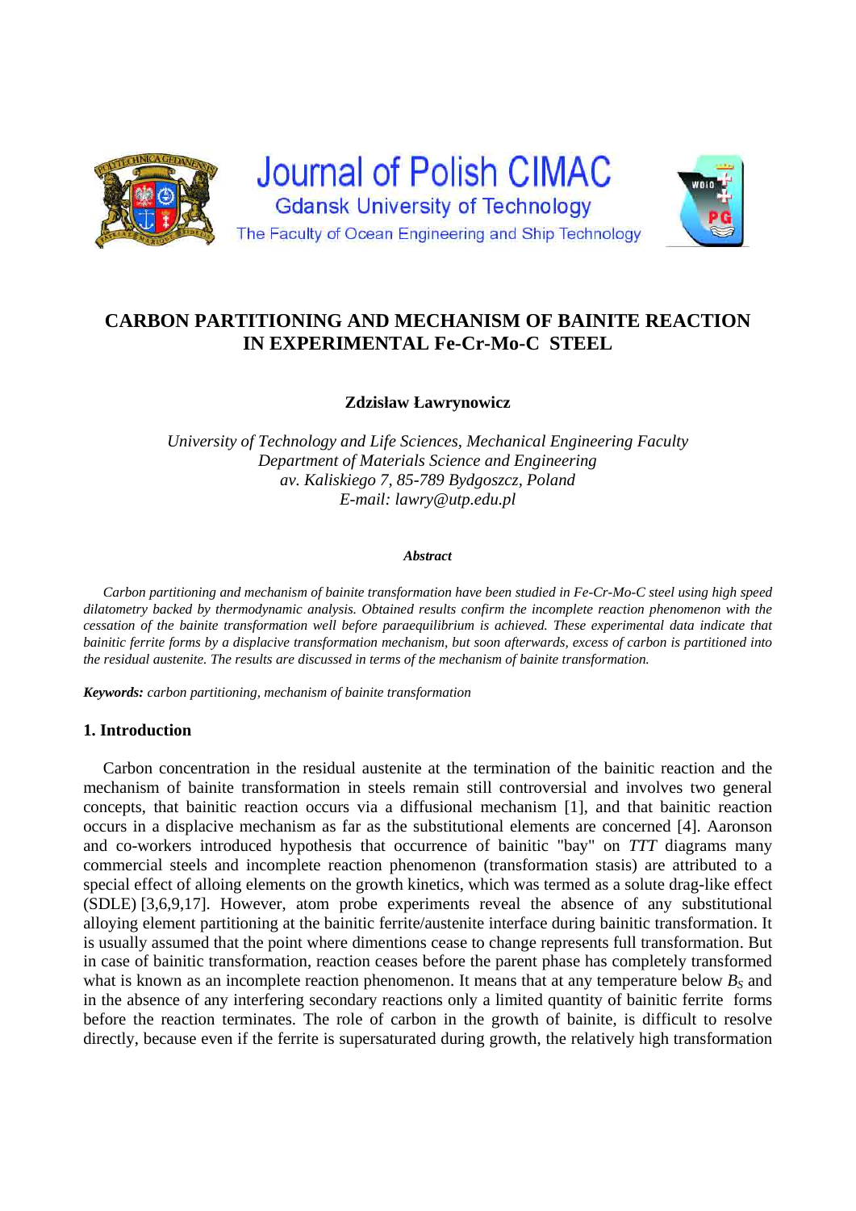# CARBON PARTITIONING AND MECHANISM OF BAINITE REACTION IN EXPERIMENTAL Fe-Cr-Mo-C STEEL

**Zdzisław Ławrynowicz**

*University of Technology and Life Sciences, Mechanical Engineering Faculty*
*Department of Materials Science and Engineering*
*av. Kaliskiego 7, 85-789 Bydgoszcz, Poland*
*E-mail: lawry@utp.edu.pl*

***Abstract***

*Carbon partitioning and mechanism of bainite transformation have been studied in Fe-Cr-Mo-C steel using high speed dilatometry backed by thermodynamic analysis. Obtained results confirm the incomplete reaction phenomenon with the cessation of the bainite transformation well before paraequilibrium is achieved. These experimental data indicate that bainitic ferrite forms by a displacive transformation mechanism, but soon afterwards, excess of carbon is partitioned into the residual austenite. The results are discussed in terms of the mechanism of bainite transformation.*

***Keywords:*** *carbon partitioning, mechanism of bainite transformation*

## 1. Introduction

Carbon concentration in the residual austenite at the termination of the bainitic reaction and the mechanism of bainite transformation in steels remain still controversial and involves two general concepts, that bainitic reaction occurs via a diffusional mechanism [1], and that bainitic reaction occurs in a displacive mechanism as far as the substitutional elements are concerned [4]. Aaronson and co-workers introduced hypothesis that occurrence of bainitic "bay" on *TTT* diagrams many commercial steels and incomplete reaction phenomenon (transformation stasis) are attributed to a special effect of alloying elements on the growth kinetics, which was termed as a solute drag-like effect (SDLE) [3,6,9,17]. However, atom probe experiments reveal the absence of any substitutional alloying element partitioning at the bainitic ferrite/austenite interface during bainitic transformation. It is usually assumed that the point where dimentions cease to change represents full transformation. But in case of bainitic transformation, reaction ceases before the parent phase has completely transformed what is known as an incomplete reaction phenomenon. It means that at any temperature below $B_S$ and in the absence of any interfering secondary reactions only a limited quantity of bainitic ferrite forms before the reaction terminates. The role of carbon in the growth of bainite, is difficult to resolve directly, because even if the ferrite is supersaturated during growth, the relatively high transformation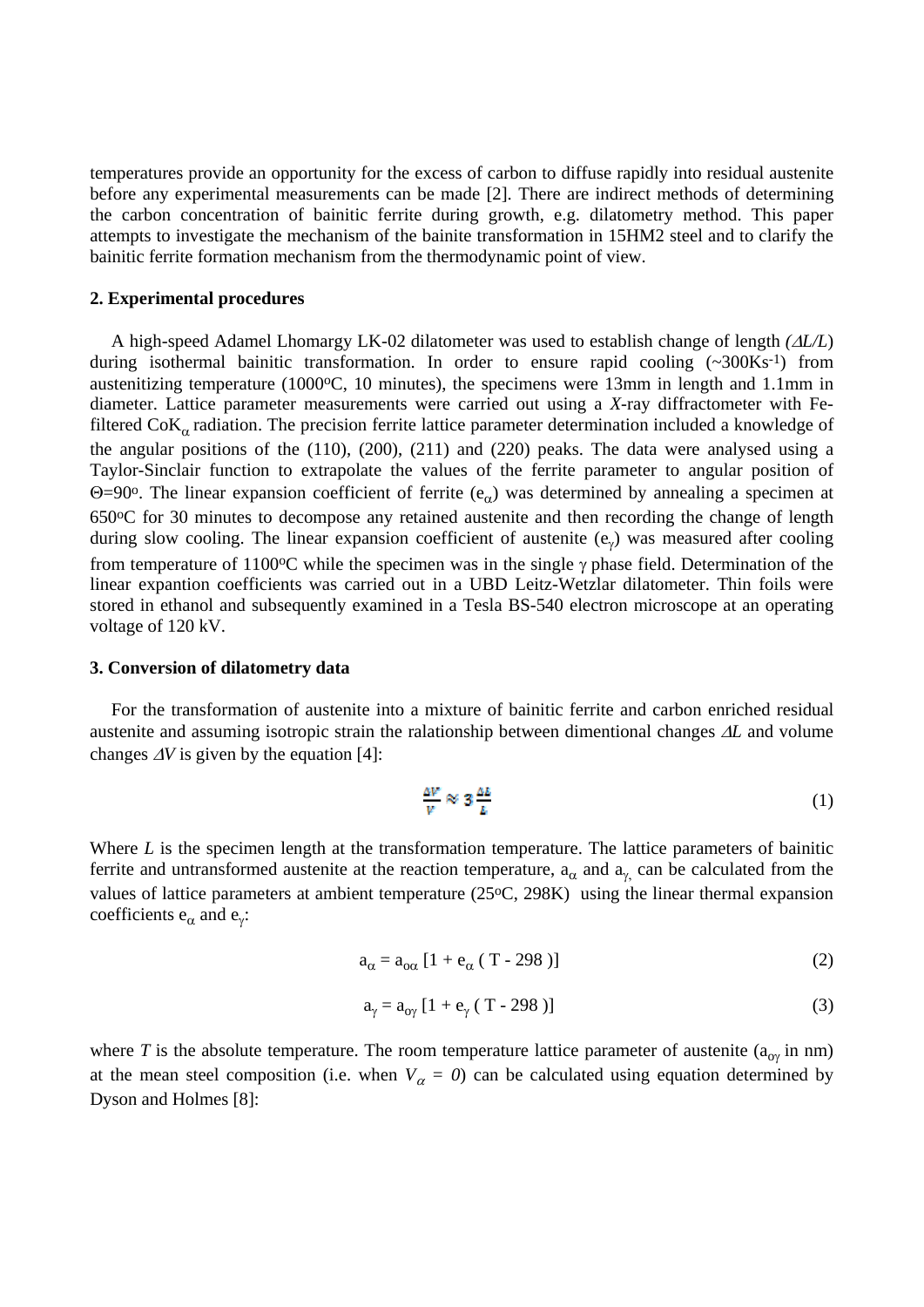temperatures provide an opportunity for the excess of carbon to diffuse rapidly into residual austenite before any experimental measurements can be made [2]. There are indirect methods of determining the carbon concentration of bainitic ferrite during growth, e.g. dilatometry method. This paper attempts to investigate the mechanism of the bainite transformation in 15HM2 steel and to clarify the bainitic ferrite formation mechanism from the thermodynamic point of view.

## 2. Experimental procedures

A high-speed Adamel Lhomargy LK-02 dilatometer was used to establish change of length *($\Delta L/L$)* during isothermal bainitic transformation. In order to ensure rapid cooling (~300Ks$^{-1}$) from austenitizing temperature (1000$^{o}$C, 10 minutes), the specimens were 13mm in length and 1.1mm in diameter. Lattice parameter measurements were carried out using a *X*-ray diffractometer with Fe-filtered Co$K_{\alpha}$ radiation. The precision ferrite lattice parameter determination included a knowledge of the angular positions of the (110), (200), (211) and (220) peaks. The data were analysed using a Taylor-Sinclair function to extrapolate the values of the ferrite parameter to angular position of $\Theta$=90$^{o}$. The linear expansion coefficient of ferrite ($e_{\alpha}$) was determined by annealing a specimen at 650$^{o}$C for 30 minutes to decompose any retained austenite and then recording the change of length during slow cooling. The linear expansion coefficient of austenite ($e_{\gamma}$) was measured after cooling from temperature of 1100$^{o}$C while the specimen was in the single $\gamma$ phase field. Determination of the linear expantion coefficients was carried out in a UBD Leitz-Wetzlar dilatometer. Thin foils were stored in ethanol and subsequently examined in a Tesla BS-540 electron microscope at an operating voltage of 120 kV.

## 3. Conversion of dilatometry data

For the transformation of austenite into a mixture of bainitic ferrite and carbon enriched residual austenite and assuming isotropic strain the ralationship between dimentional changes $\Delta L$ and volume changes $\Delta V$ is given by the equation [4]:

$$\frac{\Delta V}{V} \approx 3\frac{\Delta L}{L} \tag{1}$$

Where *L* is the specimen length at the transformation temperature. The lattice parameters of bainitic ferrite and untransformed austenite at the reaction temperature, $a_{\alpha}$ and $a_{\gamma}$, can be calculated from the values of lattice parameters at ambient temperature (25$^{o}$C, 298K) using the linear thermal expansion coefficients $e_{\alpha}$ and $e_{\gamma}$:

$$a_{\alpha} = a_{o\alpha}\,[1 + e_{\alpha}\,( T - 298 )] \tag{2}$$

$$a_{\gamma} = a_{o\gamma}\,[1 + e_{\gamma}\,( T - 298 )] \tag{3}$$

where *T* is the absolute temperature. The room temperature lattice parameter of austenite ($a_{o\gamma}$ in nm) at the mean steel composition (i.e. when $V_{\alpha} = 0$) can be calculated using equation determined by Dyson and Holmes [8]: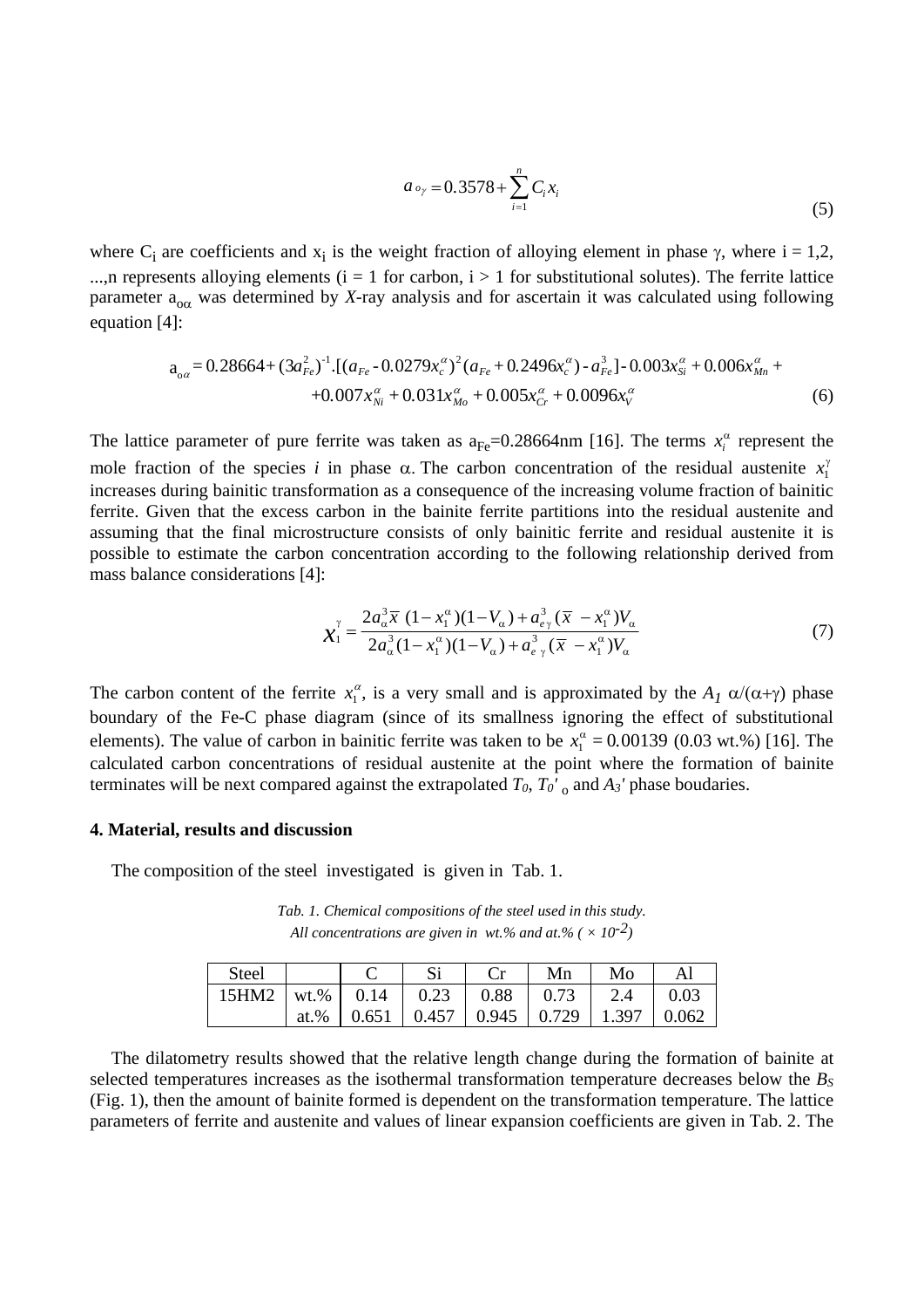$$a_{o\gamma} = 0.3578 + \sum_{i=1}^{n} C_i x_i \tag{5}$$

where $C_i$ are coefficients and $x_i$ is the weight fraction of alloying element in phase $\gamma$, where i = 1,2, ...,n represents alloying elements (i = 1 for carbon, i > 1 for substitutional solutes). The ferrite lattice parameter $a_{o\alpha}$ was determined by *X*-ray analysis and for ascertain it was calculated using following equation [4]:

$$a_{o\alpha} = 0.28664 + (3a_{Fe}^2)^{-1}.[(a_{Fe} - 0.0279x_c^{\alpha})^2(a_{Fe} + 0.2496x_c^{\alpha}) - a_{Fe}^3] - 0.003x_{Si}^{\alpha} + 0.006x_{Mn}^{\alpha} + \\ +0.007x_{Ni}^{\alpha} + 0.031x_{Mo}^{\alpha} + 0.005x_{Cr}^{\alpha} + 0.0096x_V^{\alpha} \tag{6}$$

The lattice parameter of pure ferrite was taken as $a_{Fe}$=0.28664nm [16]. The terms $x_i^{\alpha}$ represent the mole fraction of the species *i* in phase $\alpha$. The carbon concentration of the residual austenite $x_1^{\gamma}$ increases during bainitic transformation as a consequence of the increasing volume fraction of bainitic ferrite. Given that the excess carbon in the bainite ferrite partitions into the residual austenite and assuming that the final microstructure consists of only bainitic ferrite and residual austenite it is possible to estimate the carbon concentration according to the following relationship derived from mass balance considerations [4]:

$$x_1^{\gamma} = \frac{2a_{\alpha}^3\bar{x}\,(1 - x_1^{\alpha})(1 - V_{\alpha}) + a_{e\gamma}^3(\bar{x} - x_1^{\alpha})V_{\alpha}}{2a_{\alpha}^3(1 - x_1^{\alpha})(1 - V_{\alpha}) + a_{e\gamma}^3(\bar{x} - x_1^{\alpha})V_{\alpha}} \tag{7}$$

The carbon content of the ferrite $x_1^{\alpha}$, is a very small and is approximated by the $A_1$ $\alpha/(\alpha+\gamma)$ phase boundary of the Fe-C phase diagram (since of its smallness ignoring the effect of substitutional elements). The value of carbon in bainitic ferrite was taken to be $x_1^{\alpha}$ = 0.00139 (0.03 wt.%) [16]. The calculated carbon concentrations of residual austenite at the point where the formation of bainite terminates will be next compared against the extrapolated $T_0$, $T_0{}'_{o}$ and $A_3'$ phase boudaries.

## 4. Material, results and discussion

The composition of the steel investigated is given in Tab. 1.

*Tab. 1. Chemical compositions of the steel used in this study. All concentrations are given in wt.% and at.% ( × $10^{-2}$)*

| Steel | | C | Si | Cr | Mn | Mo | Al |
|---|---|---|---|---|---|---|---|
| 15HM2 | wt.% | 0.14 | 0.23 | 0.88 | 0.73 | 2.4 | 0.03 |
| | at.% | 0.651 | 0.457 | 0.945 | 0.729 | 1.397 | 0.062 |

The dilatometry results showed that the relative length change during the formation of bainite at selected temperatures increases as the isothermal transformation temperature decreases below the $B_S$ (Fig. 1), then the amount of bainite formed is dependent on the transformation temperature. The lattice parameters of ferrite and austenite and values of linear expansion coefficients are given in Tab. 2. The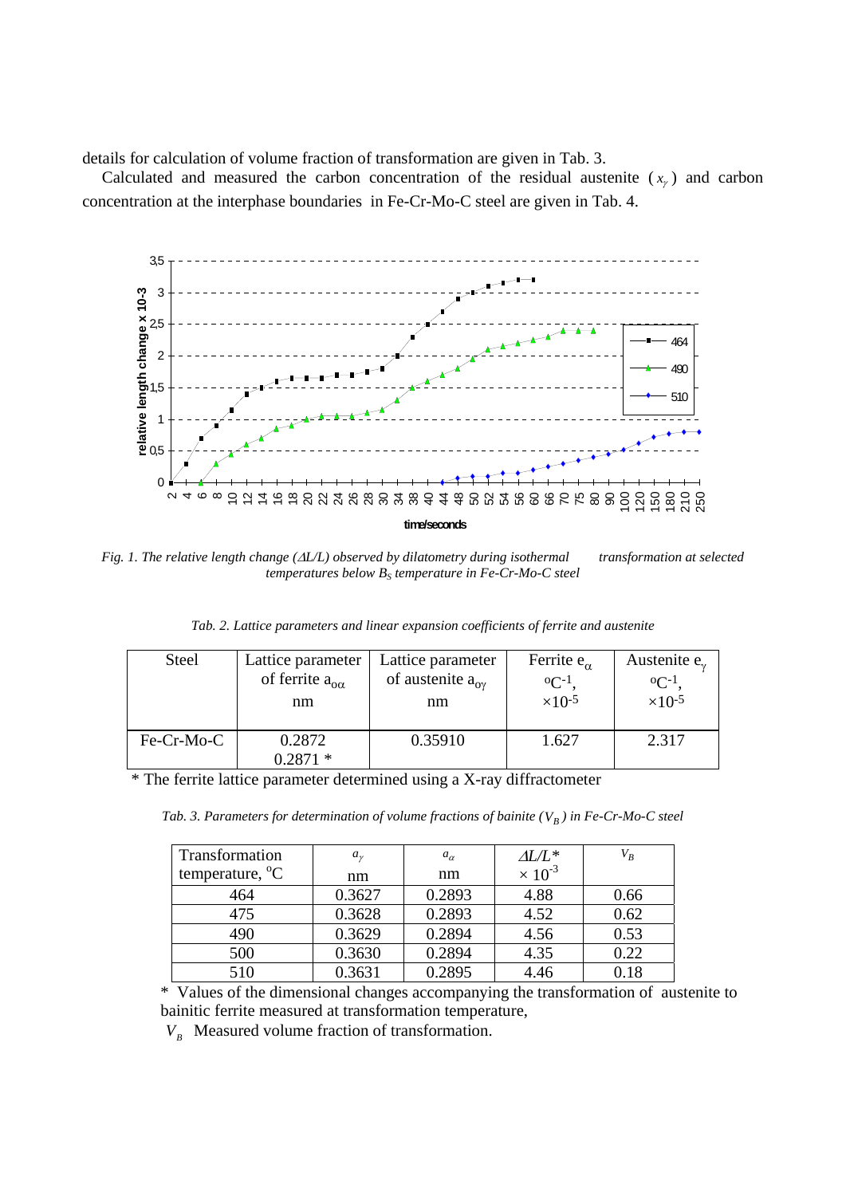details for calculation of volume fraction of transformation are given in Tab. 3.

Calculated and measured the carbon concentration of the residual austenite ($x_\gamma$) and carbon concentration at the interphase boundaries in Fe-Cr-Mo-C steel are given in Tab. 4.

*Fig. 1. The relative length change ($\Delta L/L$) observed by dilatometry during isothermal transformation at selected temperatures below $B_S$ temperature in Fe-Cr-Mo-C steel*

*Tab. 2. Lattice parameters and linear expansion coefficients of ferrite and austenite*

| Steel | Lattice parameter of ferrite $a_{o\alpha}$ nm | Lattice parameter of austenite $a_{o\gamma}$ nm | Ferrite $e_\alpha$ $^oC^{-1}$, $\times 10^{-5}$ | Austenite $e_\gamma$ $^oC^{-1}$, $\times 10^{-5}$ |
|---|---|---|---|---|
| Fe-Cr-Mo-C | 0.2872<br>0.2871 * | 0.35910 | 1.627 | 2.317 |

\* The ferrite lattice parameter determined using a X-ray diffractometer

*Tab. 3. Parameters for determination of volume fractions of bainite ($V_B$) in Fe-Cr-Mo-C steel*

| Transformation temperature, $^oC$ | $a_\gamma$ nm | $a_\alpha$ nm | $\Delta L/L$* $\times 10^{-3}$ | $V_B$ |
|---|---|---|---|---|
| 464 | 0.3627 | 0.2893 | 4.88 | 0.66 |
| 475 | 0.3628 | 0.2893 | 4.52 | 0.62 |
| 490 | 0.3629 | 0.2894 | 4.56 | 0.53 |
| 500 | 0.3630 | 0.2894 | 4.35 | 0.22 |
| 510 | 0.3631 | 0.2895 | 4.46 | 0.18 |

\* Values of the dimensional changes accompanying the transformation of austenite to bainitic ferrite measured at transformation temperature,

$V_B$ Measured volume fraction of transformation.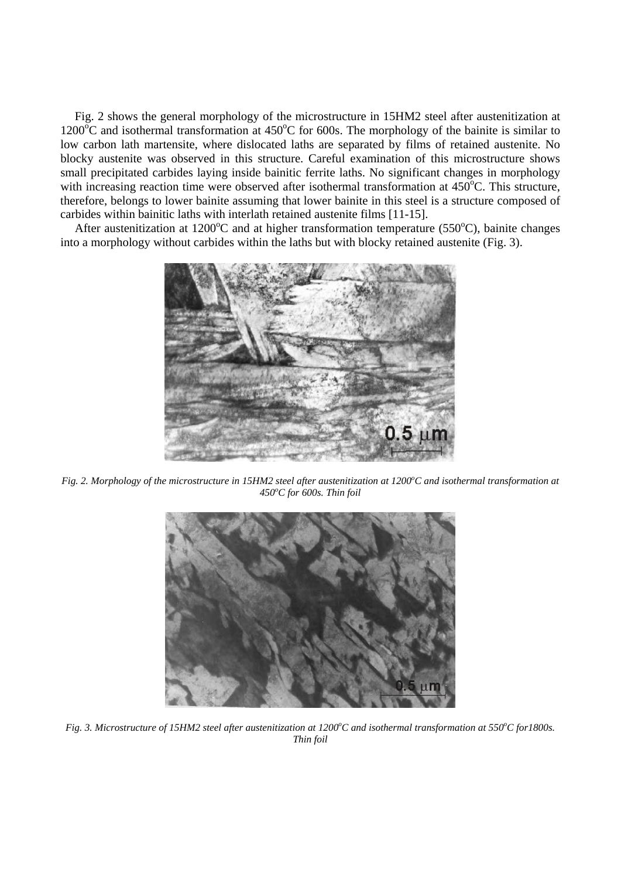Fig. 2 shows the general morphology of the microstructure in 15HM2 steel after austenitization at 1200$^{o}$C and isothermal transformation at 450$^{o}$C for 600s. The morphology of the bainite is similar to low carbon lath martensite, where dislocated laths are separated by films of retained austenite. No blocky austenite was observed in this structure. Careful examination of this microstructure shows small precipitated carbides laying inside bainitic ferrite laths. No significant changes in morphology with increasing reaction time were observed after isothermal transformation at 450$^{o}$C. This structure, therefore, belongs to lower bainite assuming that lower bainite in this steel is a structure composed of carbides within bainitic laths with interlath retained austenite films [11-15].

After austenitization at 1200$^{o}$C and at higher transformation temperature (550$^{o}$C), bainite changes into a morphology without carbides within the laths but with blocky retained austenite (Fig. 3).

*Fig. 2. Morphology of the microstructure in 15HM2 steel after austenitization at 1200$^{o}$C and isothermal transformation at 450$^{o}$C for 600s. Thin foil*

*Fig. 3. Microstructure of 15HM2 steel after austenitization at 1200$^{o}$C and isothermal transformation at 550$^{o}$C for1800s. Thin foil*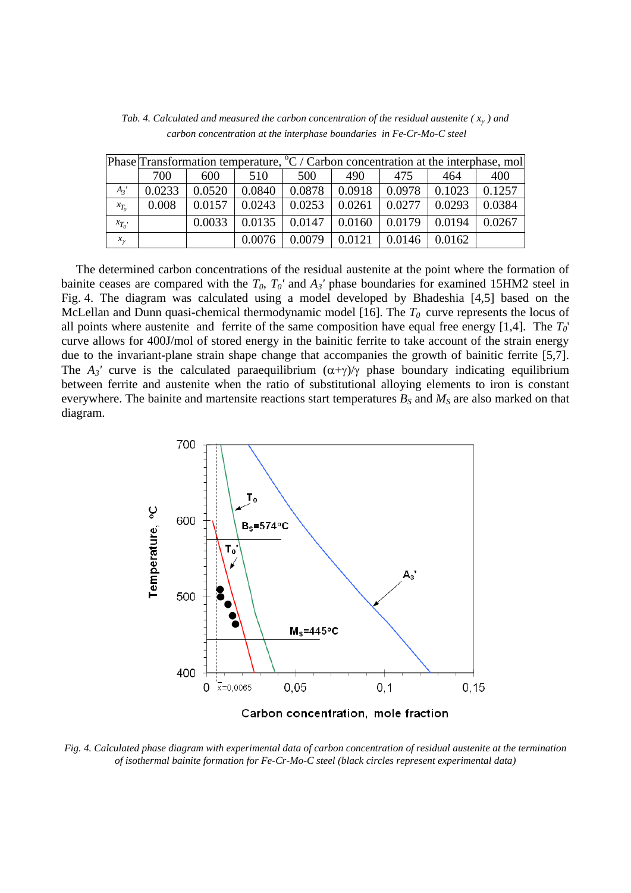*Tab. 4. Calculated and measured the carbon concentration of the residual austenite ( $x_\gamma$ ) and carbon concentration at the interphase boundaries in Fe-Cr-Mo-C steel*

| Phase | Transformation temperature, °C / Carbon concentration at the interphase, mol | | | | | | | |
|---|---|---|---|---|---|---|---|---|
| | 700 | 600 | 510 | 500 | 490 | 475 | 464 | 400 |
| $A_3'$ | 0.0233 | 0.0520 | 0.0840 | 0.0878 | 0.0918 | 0.0978 | 0.1023 | 0.1257 |
| $x_{T_0}$ | 0.008 | 0.0157 | 0.0243 | 0.0253 | 0.0261 | 0.0277 | 0.0293 | 0.0384 |
| $x_{T_0'}$ | | 0.0033 | 0.0135 | 0.0147 | 0.0160 | 0.0179 | 0.0194 | 0.0267 |
| $x_\gamma$ | | | 0.0076 | 0.0079 | 0.0121 | 0.0146 | 0.0162 | |

The determined carbon concentrations of the residual austenite at the point where the formation of bainite ceases are compared with the $T_0$, $T_0'$ and $A_3'$ phase boundaries for examined 15HM2 steel in Fig. 4. The diagram was calculated using a model developed by Bhadeshia [4,5] based on the McLellan and Dunn quasi-chemical thermodynamic model [16]. The $T_0$ curve represents the locus of all points where austenite and ferrite of the same composition have equal free energy [1,4]. The $T_0'$ curve allows for 400J/mol of stored energy in the bainitic ferrite to take account of the strain energy due to the invariant-plane strain shape change that accompanies the growth of bainitic ferrite [5,7]. The $A_3'$ curve is the calculated paraequilibrium $(\alpha+\gamma)/\gamma$ phase boundary indicating equilibrium between ferrite and austenite when the ratio of substitutional alloying elements to iron is constant everywhere. The bainite and martensite reactions start temperatures $B_S$ and $M_S$ are also marked on that diagram.

*Fig. 4. Calculated phase diagram with experimental data of carbon concentration of residual austenite at the termination of isothermal bainite formation for Fe-Cr-Mo-C steel (black circles represent experimental data)*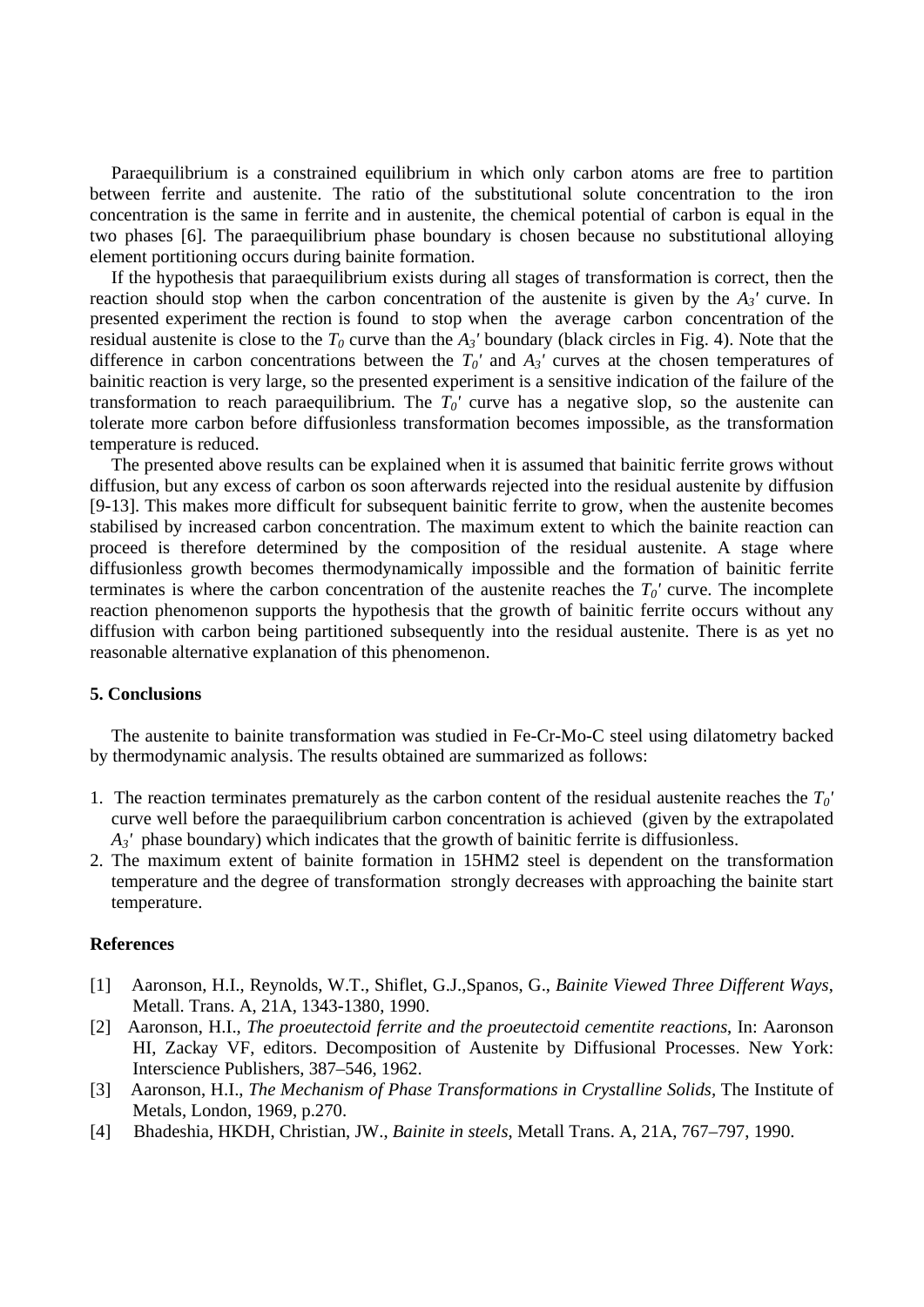Paraequilibrium is a constrained equilibrium in which only carbon atoms are free to partition between ferrite and austenite. The ratio of the substitutional solute concentration to the iron concentration is the same in ferrite and in austenite, the chemical potential of carbon is equal in the two phases [6]. The paraequilibrium phase boundary is chosen because no substitutional alloying element portitioning occurs during bainite formation.

If the hypothesis that paraequilibrium exists during all stages of transformation is correct, then the reaction should stop when the carbon concentration of the austenite is given by the $A_3'$ curve. In presented experiment the rection is found to stop when the average carbon concentration of the residual austenite is close to the $T_0$ curve than the $A_3'$ boundary (black circles in Fig. 4). Note that the difference in carbon concentrations between the $T_0'$ and $A_3'$ curves at the chosen temperatures of bainitic reaction is very large, so the presented experiment is a sensitive indication of the failure of the transformation to reach paraequilibrium. The $T_0'$ curve has a negative slop, so the austenite can tolerate more carbon before diffusionless transformation becomes impossible, as the transformation temperature is reduced.

The presented above results can be explained when it is assumed that bainitic ferrite grows without diffusion, but any excess of carbon os soon afterwards rejected into the residual austenite by diffusion [9-13]. This makes more difficult for subsequent bainitic ferrite to grow, when the austenite becomes stabilised by increased carbon concentration. The maximum extent to which the bainite reaction can proceed is therefore determined by the composition of the residual austenite. A stage where diffusionless growth becomes thermodynamically impossible and the formation of bainitic ferrite terminates is where the carbon concentration of the austenite reaches the $T_0'$ curve. The incomplete reaction phenomenon supports the hypothesis that the growth of bainitic ferrite occurs without any diffusion with carbon being partitioned subsequently into the residual austenite. There is as yet no reasonable alternative explanation of this phenomenon.

## 5. Conclusions

The austenite to bainite transformation was studied in Fe-Cr-Mo-C steel using dilatometry backed by thermodynamic analysis. The results obtained are summarized as follows:

1. The reaction terminates prematurely as the carbon content of the residual austenite reaches the $T_0'$ curve well before the paraequilibrium carbon concentration is achieved (given by the extrapolated $A_3'$ phase boundary) which indicates that the growth of bainitic ferrite is diffusionless.
2. The maximum extent of bainite formation in 15HM2 steel is dependent on the transformation temperature and the degree of transformation strongly decreases with approaching the bainite start temperature.

## References

[1] Aaronson, H.I., Reynolds, W.T., Shiflet, G.J.,Spanos, G., *Bainite Viewed Three Different Ways*, Metall. Trans. A, 21A, 1343-1380, 1990.

[2] Aaronson, H.I., *The proeutectoid ferrite and the proeutectoid cementite reactions*, In: Aaronson HI, Zackay VF, editors. Decomposition of Austenite by Diffusional Processes. New York: Interscience Publishers, 387–546, 1962.

[3] Aaronson, H.I., *The Mechanism of Phase Transformations in Crystalline Solids*, The Institute of Metals, London, 1969, p.270.

[4] Bhadeshia, HKDH, Christian, JW., *Bainite in steels*, Metall Trans. A, 21A, 767–797, 1990.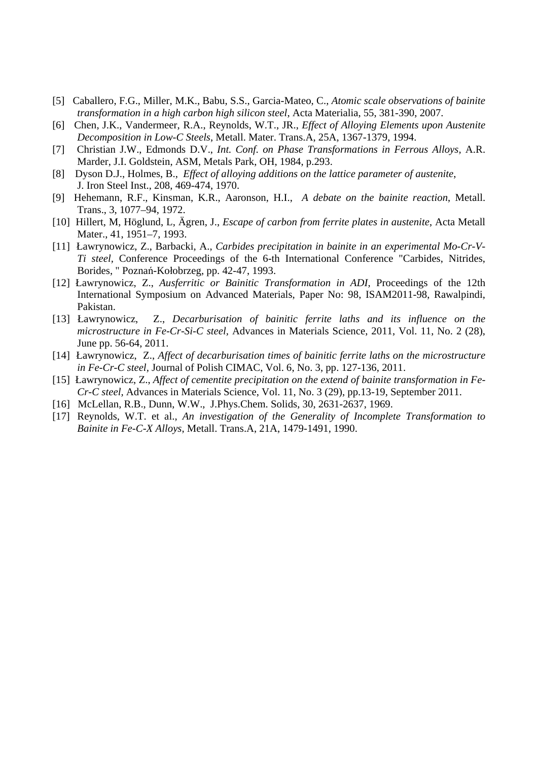[5] Caballero, F.G., Miller, M.K., Babu, S.S., Garcia-Mateo, C., *Atomic scale observations of bainite transformation in a high carbon high silicon steel*, Acta Materialia, 55, 381-390, 2007.

[6] Chen, J.K., Vandermeer, R.A., Reynolds, W.T., JR., *Effect of Alloying Elements upon Austenite Decomposition in Low-C Steels*, Metall. Mater. Trans.A, 25A, 1367-1379, 1994.

[7] Christian J.W., Edmonds D.V., *Int. Conf. on Phase Transformations in Ferrous Alloys*, A.R. Marder, J.I. Goldstein, ASM, Metals Park, OH, 1984, p.293.

[8] Dyson D.J., Holmes, B., *Effect of alloying additions on the lattice parameter of austenite*, J. Iron Steel Inst., 208, 469-474, 1970.

[9] Hehemann, R.F., Kinsman, K.R., Aaronson, H.I., *A debate on the bainite reaction*, Metall. Trans., 3, 1077–94, 1972.

[10] Hillert, M, Höglund, L, Ägren, J., *Escape of carbon from ferrite plates in austenite*, Acta Metall Mater., 41, 1951–7, 1993.

[11] Ławrynowicz, Z., Barbacki, A., *Carbides precipitation in bainite in an experimental Mo-Cr-V-Ti steel*, Conference Proceedings of the 6-th International Conference "Carbides, Nitrides, Borides, " Poznań-Kołobrzeg, pp. 42-47, 1993.

[12] Ławrynowicz, Z., *Ausferritic or Bainitic Transformation in ADI*, Proceedings of the 12th International Symposium on Advanced Materials, Paper No: 98, ISAM2011-98, Rawalpindi, Pakistan.

[13] Ławrynowicz, Z., *Decarburisation of bainitic ferrite laths and its influence on the microstructure in Fe-Cr-Si-C steel*, Advances in Materials Science, 2011, Vol. 11, No. 2 (28), June pp. 56-64, 2011.

[14] Ławrynowicz, Z., *Affect of decarburisation times of bainitic ferrite laths on the microstructure in Fe-Cr-C steel*, Journal of Polish CIMAC, Vol. 6, No. 3, pp. 127-136, 2011.

[15] Ławrynowicz, Z., *Affect of cementite precipitation on the extend of bainite transformation in Fe-Cr-C steel*, Advances in Materials Science, Vol. 11, No. 3 (29), pp.13-19, September 2011.

[16] McLellan, R.B., Dunn, W.W., J.Phys.Chem. Solids, 30, 2631-2637, 1969.

[17] Reynolds, W.T. et al., *An investigation of the Generality of Incomplete Transformation to Bainite in Fe-C-X Alloys*, Metall. Trans.A, 21A, 1479-1491, 1990.